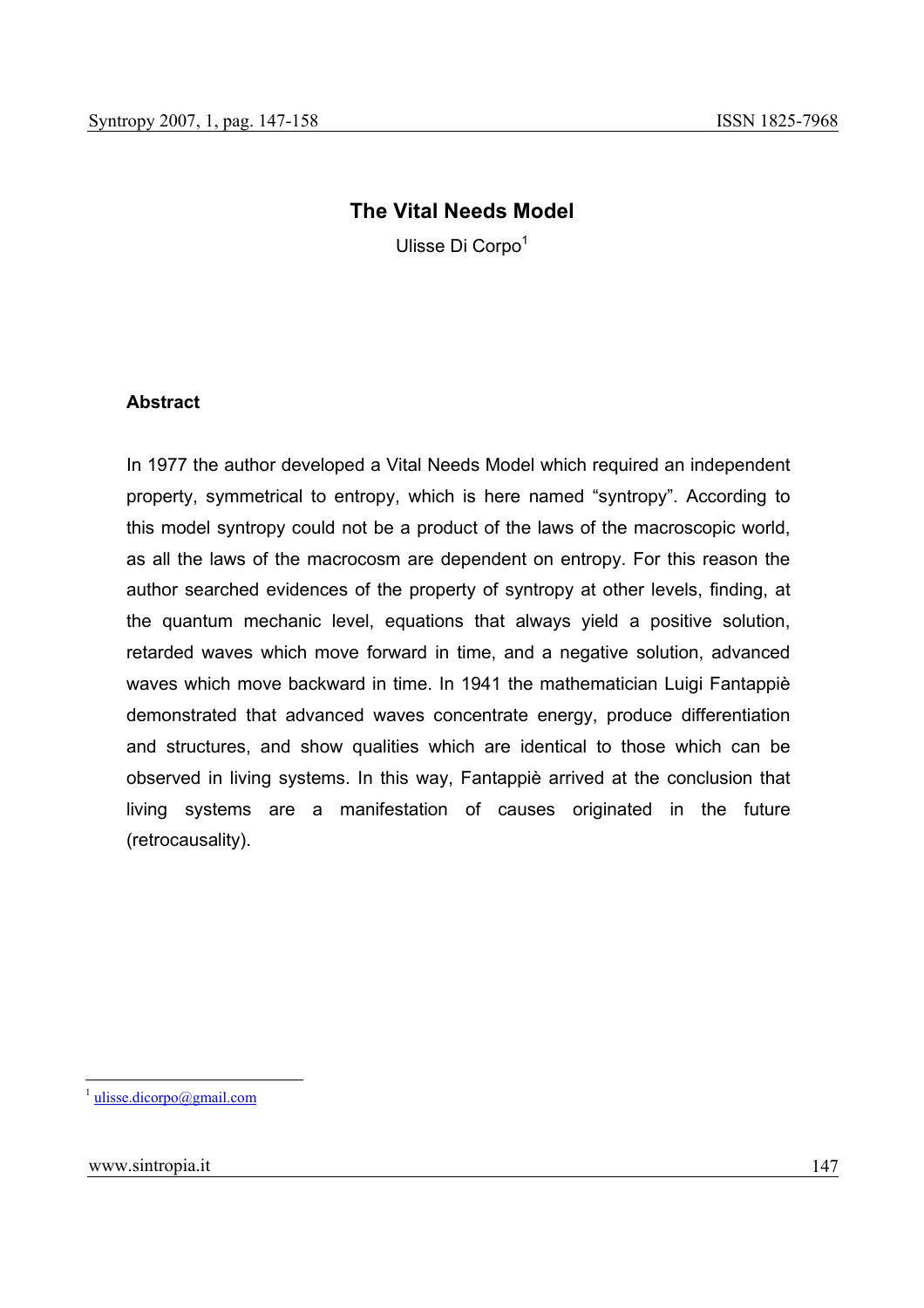# The Vital Needs Model

Ulisse Di Corpo[1]

### Abstract

In 1977 the author developed a Vital Needs Model which required an independent property, symmetrical to entropy, which is here named "syntropy". According to this model syntropy could not be a product of the laws of the macroscopic world, as all the laws of the macrocosm are dependent on entropy. For this reason the author searched evidences of the property of syntropy at other levels, finding, at the quantum mechanic level, equations that always yield a positive solution, retarded waves which move forward in time, and a negative solution, advanced waves which move backward in time. In 1941 the mathematician Luigi Fantappiè demonstrated that advanced waves concentrate energy, produce differentiation and structures, and show qualities which are identical to those which can be observed in living systems. In this way, Fantappiè arrived at the conclusion that living systems are a manifestation of causes originated in the future (retrocausality).

[1] ulisse.dicorpo@gmail.com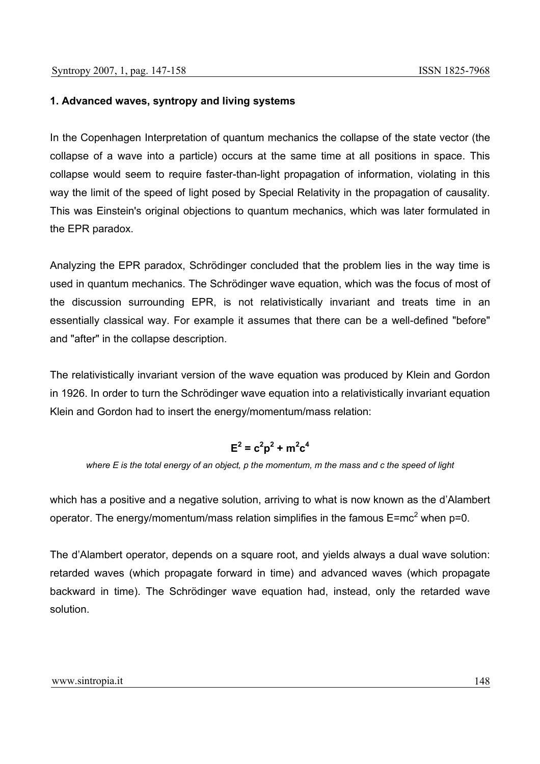### 1. Advanced waves, syntropy and living systems

In the Copenhagen Interpretation of quantum mechanics the collapse of the state vector (the collapse of a wave into a particle) occurs at the same time at all positions in space. This collapse would seem to require faster-than-light propagation of information, violating in this way the limit of the speed of light posed by Special Relativity in the propagation of causality. This was Einstein's original objections to quantum mechanics, which was later formulated in the EPR paradox.

Analyzing the EPR paradox, Schrödinger concluded that the problem lies in the way time is used in quantum mechanics. The Schrödinger wave equation, which was the focus of most of the discussion surrounding EPR, is not relativistically invariant and treats time in an essentially classical way. For example it assumes that there can be a well-defined "before" and "after" in the collapse description.

The relativistically invariant version of the wave equation was produced by Klein and Gordon in 1926. In order to turn the Schrödinger wave equation into a relativistically invariant equation Klein and Gordon had to insert the energy/momentum/mass relation:

$$E^2 = c^2p^2 + m^2c^4$$

*where E is the total energy of an object, p the momentum, m the mass and c the speed of light*

which has a positive and a negative solution, arriving to what is now known as the d'Alambert operator. The energy/momentum/mass relation simplifies in the famous $E=mc^2$ when p=0.

The d'Alambert operator, depends on a square root, and yields always a dual wave solution: retarded waves (which propagate forward in time) and advanced waves (which propagate backward in time). The Schrödinger wave equation had, instead, only the retarded wave solution.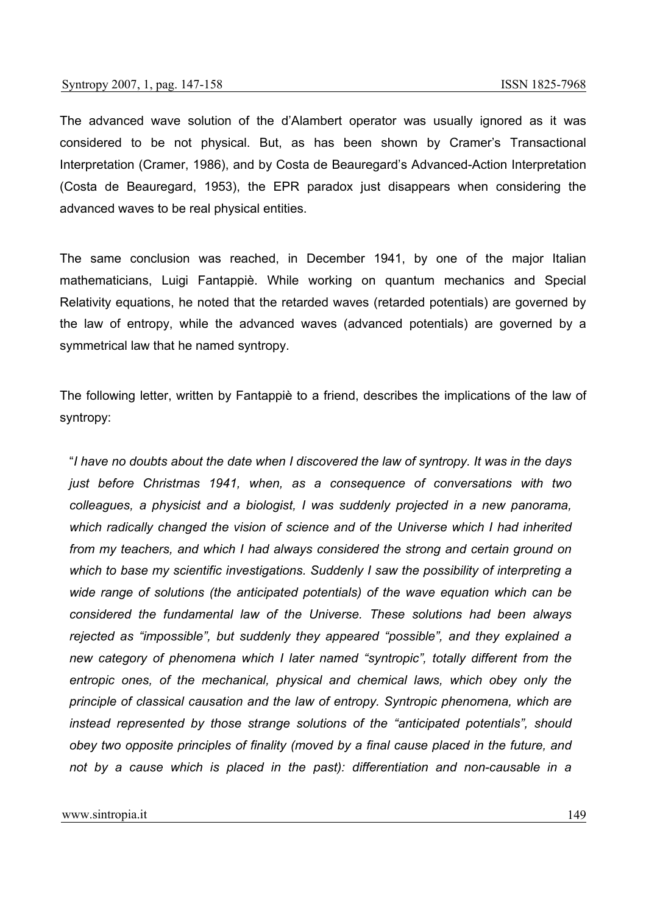The advanced wave solution of the d'Alambert operator was usually ignored as it was considered to be not physical. But, as has been shown by Cramer's Transactional Interpretation (Cramer, 1986), and by Costa de Beauregard's Advanced-Action Interpretation (Costa de Beauregard, 1953), the EPR paradox just disappears when considering the advanced waves to be real physical entities.

The same conclusion was reached, in December 1941, by one of the major Italian mathematicians, Luigi Fantappiè. While working on quantum mechanics and Special Relativity equations, he noted that the retarded waves (retarded potentials) are governed by the law of entropy, while the advanced waves (advanced potentials) are governed by a symmetrical law that he named syntropy.

The following letter, written by Fantappiè to a friend, describes the implications of the law of syntropy:

"*I have no doubts about the date when I discovered the law of syntropy. It was in the days just before Christmas 1941, when, as a consequence of conversations with two colleagues, a physicist and a biologist, I was suddenly projected in a new panorama, which radically changed the vision of science and of the Universe which I had inherited from my teachers, and which I had always considered the strong and certain ground on which to base my scientific investigations. Suddenly I saw the possibility of interpreting a wide range of solutions (the anticipated potentials) of the wave equation which can be considered the fundamental law of the Universe. These solutions had been always rejected as "impossible", but suddenly they appeared "possible", and they explained a new category of phenomena which I later named "syntropic", totally different from the entropic ones, of the mechanical, physical and chemical laws, which obey only the principle of classical causation and the law of entropy. Syntropic phenomena, which are instead represented by those strange solutions of the "anticipated potentials", should obey two opposite principles of finality (moved by a final cause placed in the future, and not by a cause which is placed in the past): differentiation and non-causable in a*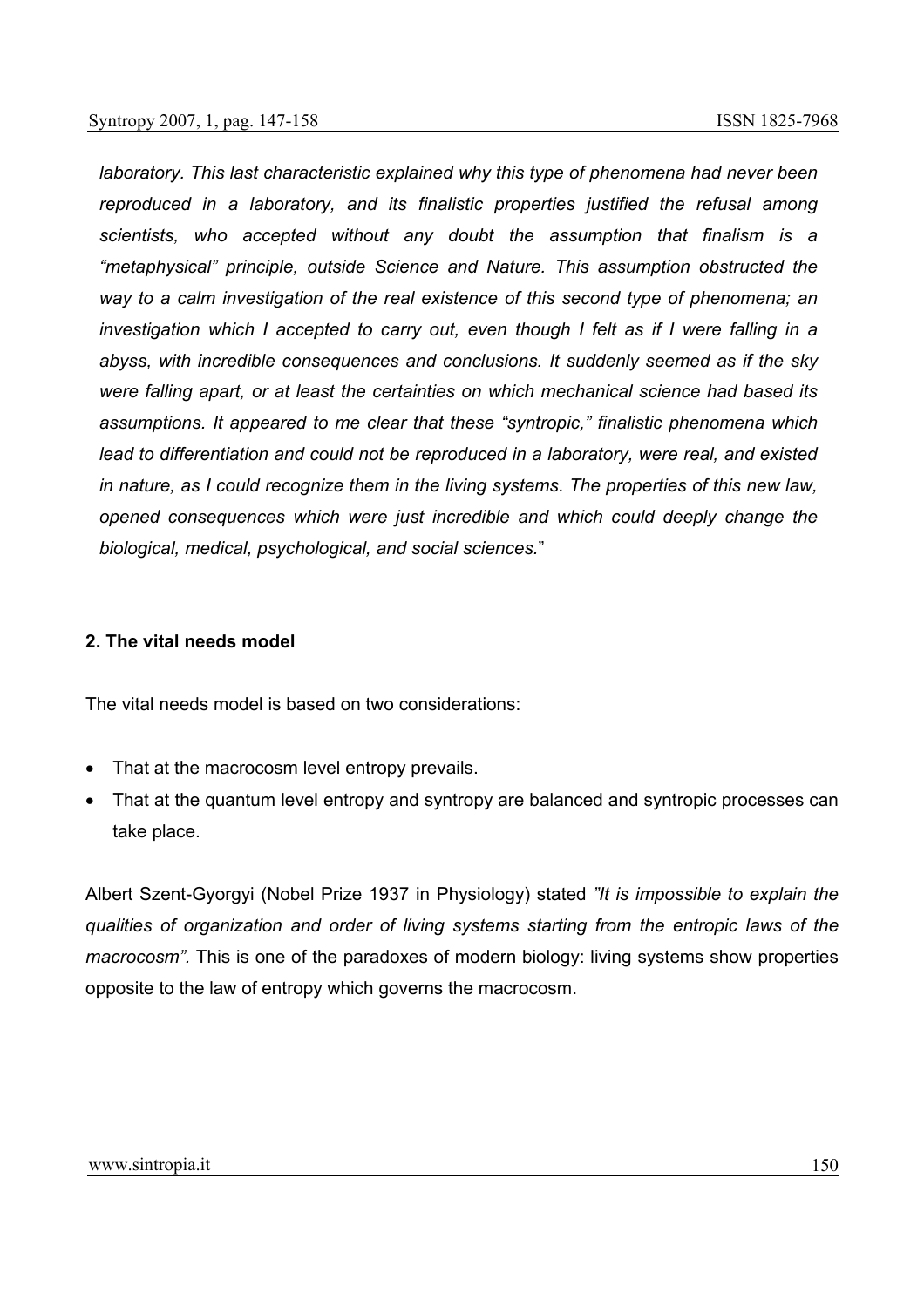*laboratory. This last characteristic explained why this type of phenomena had never been reproduced in a laboratory, and its finalistic properties justified the refusal among scientists, who accepted without any doubt the assumption that finalism is a "metaphysical" principle, outside Science and Nature. This assumption obstructed the way to a calm investigation of the real existence of this second type of phenomena; an investigation which I accepted to carry out, even though I felt as if I were falling in a abyss, with incredible consequences and conclusions. It suddenly seemed as if the sky were falling apart, or at least the certainties on which mechanical science had based its assumptions. It appeared to me clear that these "syntropic," finalistic phenomena which lead to differentiation and could not be reproduced in a laboratory, were real, and existed in nature, as I could recognize them in the living systems. The properties of this new law, opened consequences which were just incredible and which could deeply change the biological, medical, psychological, and social sciences.*"

## 2. The vital needs model

The vital needs model is based on two considerations:

- That at the macrocosm level entropy prevails.
- That at the quantum level entropy and syntropy are balanced and syntropic processes can take place.

Albert Szent-Gyorgyi (Nobel Prize 1937 in Physiology) stated *"It is impossible to explain the qualities of organization and order of living systems starting from the entropic laws of the macrocosm".* This is one of the paradoxes of modern biology: living systems show properties opposite to the law of entropy which governs the macrocosm.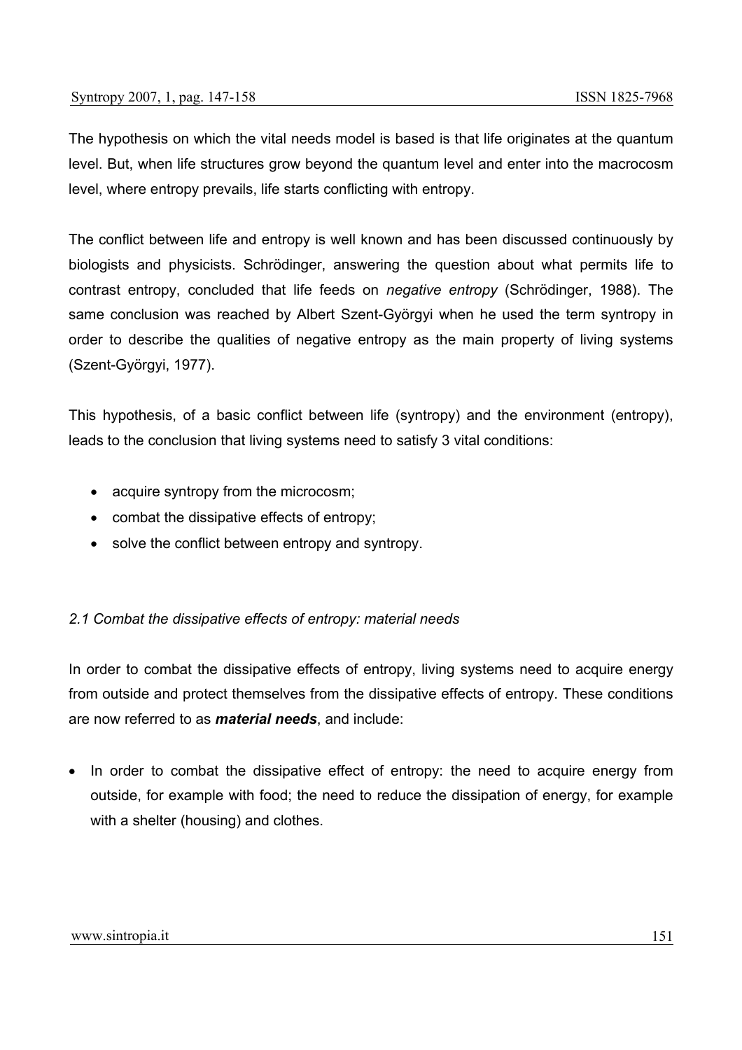The hypothesis on which the vital needs model is based is that life originates at the quantum level. But, when life structures grow beyond the quantum level and enter into the macrocosm level, where entropy prevails, life starts conflicting with entropy.

The conflict between life and entropy is well known and has been discussed continuously by biologists and physicists. Schrödinger, answering the question about what permits life to contrast entropy, concluded that life feeds on *negative entropy* (Schrödinger, 1988). The same conclusion was reached by Albert Szent-Györgyi when he used the term syntropy in order to describe the qualities of negative entropy as the main property of living systems (Szent-Györgyi, 1977).

This hypothesis, of a basic conflict between life (syntropy) and the environment (entropy), leads to the conclusion that living systems need to satisfy 3 vital conditions:

- acquire syntropy from the microcosm;
- combat the dissipative effects of entropy;
- solve the conflict between entropy and syntropy.

### *2.1 Combat the dissipative effects of entropy: material needs*

In order to combat the dissipative effects of entropy, living systems need to acquire energy from outside and protect themselves from the dissipative effects of entropy. These conditions are now referred to as ***material needs***, and include:

- In order to combat the dissipative effect of entropy: the need to acquire energy from outside, for example with food; the need to reduce the dissipation of energy, for example with a shelter (housing) and clothes.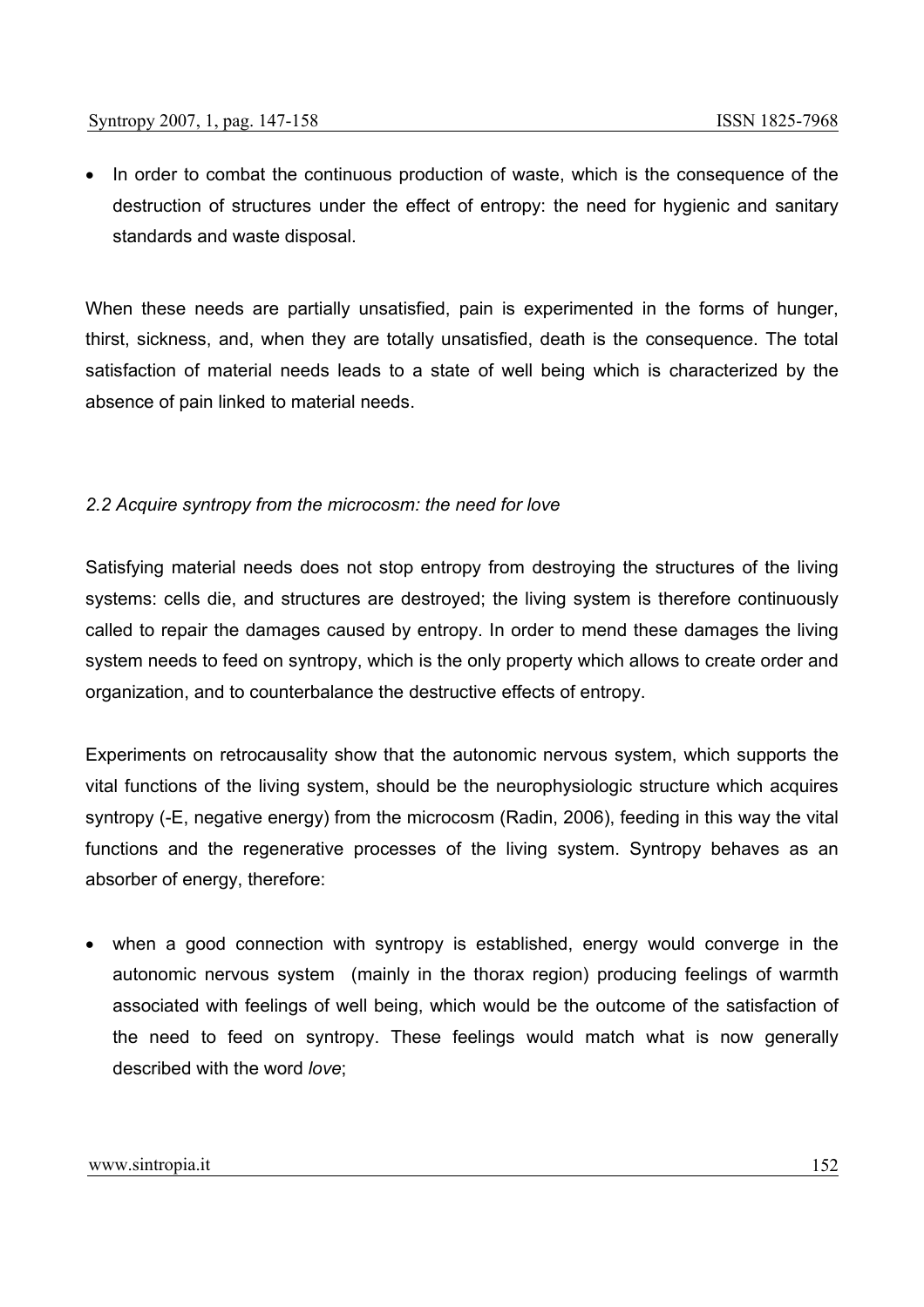- In order to combat the continuous production of waste, which is the consequence of the destruction of structures under the effect of entropy: the need for hygienic and sanitary standards and waste disposal.

When these needs are partially unsatisfied, pain is experimented in the forms of hunger, thirst, sickness, and, when they are totally unsatisfied, death is the consequence. The total satisfaction of material needs leads to a state of well being which is characterized by the absence of pain linked to material needs.

### *2.2 Acquire syntropy from the microcosm: the need for love*

Satisfying material needs does not stop entropy from destroying the structures of the living systems: cells die, and structures are destroyed; the living system is therefore continuously called to repair the damages caused by entropy. In order to mend these damages the living system needs to feed on syntropy, which is the only property which allows to create order and organization, and to counterbalance the destructive effects of entropy.

Experiments on retrocausality show that the autonomic nervous system, which supports the vital functions of the living system, should be the neurophysiologic structure which acquires syntropy (-E, negative energy) from the microcosm (Radin, 2006), feeding in this way the vital functions and the regenerative processes of the living system. Syntropy behaves as an absorber of energy, therefore:

- when a good connection with syntropy is established, energy would converge in the autonomic nervous system (mainly in the thorax region) producing feelings of warmth associated with feelings of well being, which would be the outcome of the satisfaction of the need to feed on syntropy. These feelings would match what is now generally described with the word *love*;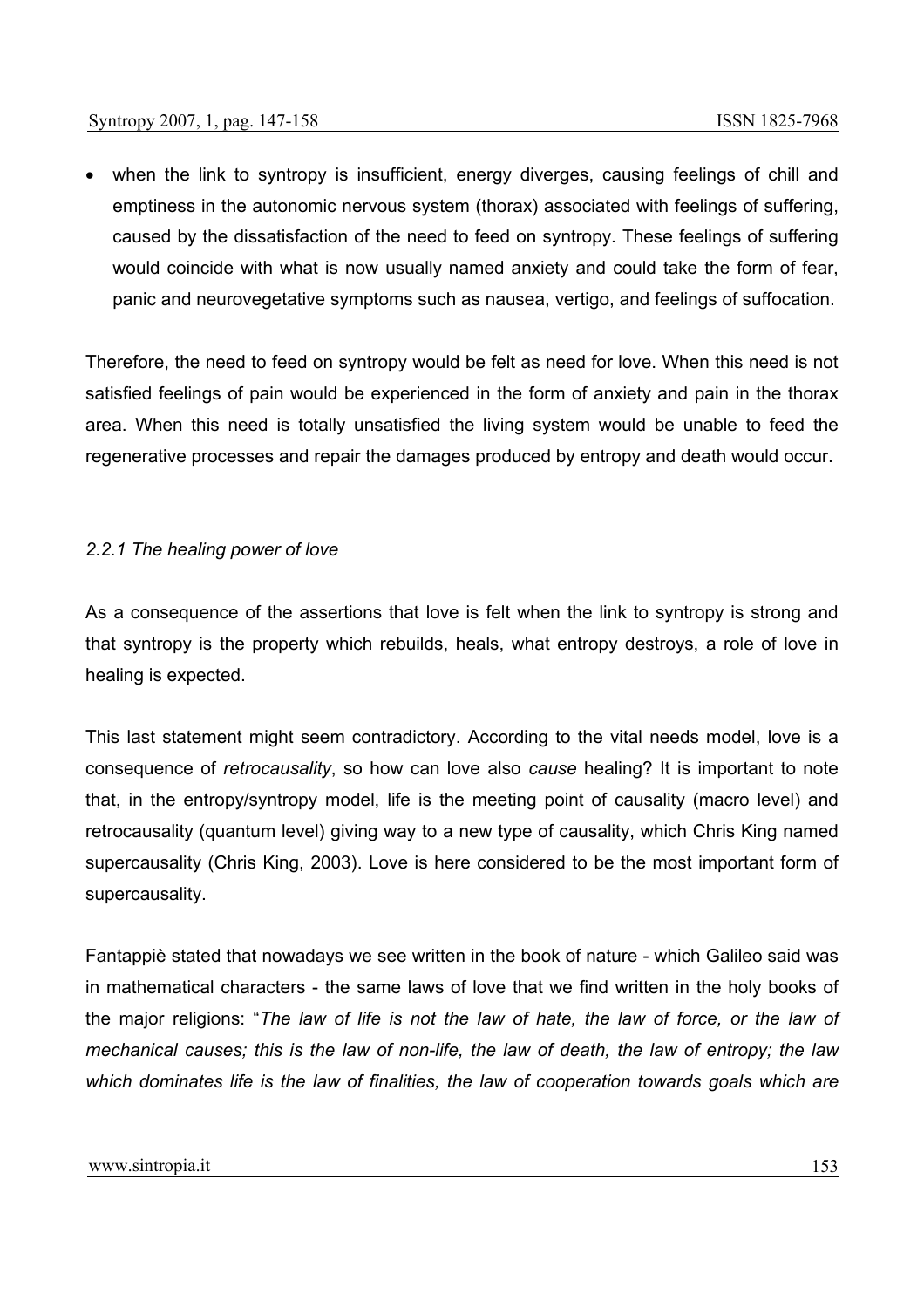- when the link to syntropy is insufficient, energy diverges, causing feelings of chill and emptiness in the autonomic nervous system (thorax) associated with feelings of suffering, caused by the dissatisfaction of the need to feed on syntropy. These feelings of suffering would coincide with what is now usually named anxiety and could take the form of fear, panic and neurovegetative symptoms such as nausea, vertigo, and feelings of suffocation.

Therefore, the need to feed on syntropy would be felt as need for love. When this need is not satisfied feelings of pain would be experienced in the form of anxiety and pain in the thorax area. When this need is totally unsatisfied the living system would be unable to feed the regenerative processes and repair the damages produced by entropy and death would occur.

### *2.2.1 The healing power of love*

As a consequence of the assertions that love is felt when the link to syntropy is strong and that syntropy is the property which rebuilds, heals, what entropy destroys, a role of love in healing is expected.

This last statement might seem contradictory. According to the vital needs model, love is a consequence of *retrocausality*, so how can love also *cause* healing? It is important to note that, in the entropy/syntropy model, life is the meeting point of causality (macro level) and retrocausality (quantum level) giving way to a new type of causality, which Chris King named supercausality (Chris King, 2003). Love is here considered to be the most important form of supercausality.

Fantappiè stated that nowadays we see written in the book of nature - which Galileo said was in mathematical characters - the same laws of love that we find written in the holy books of the major religions: "*The law of life is not the law of hate, the law of force, or the law of mechanical causes; this is the law of non-life, the law of death, the law of entropy; the law which dominates life is the law of finalities, the law of cooperation towards goals which are*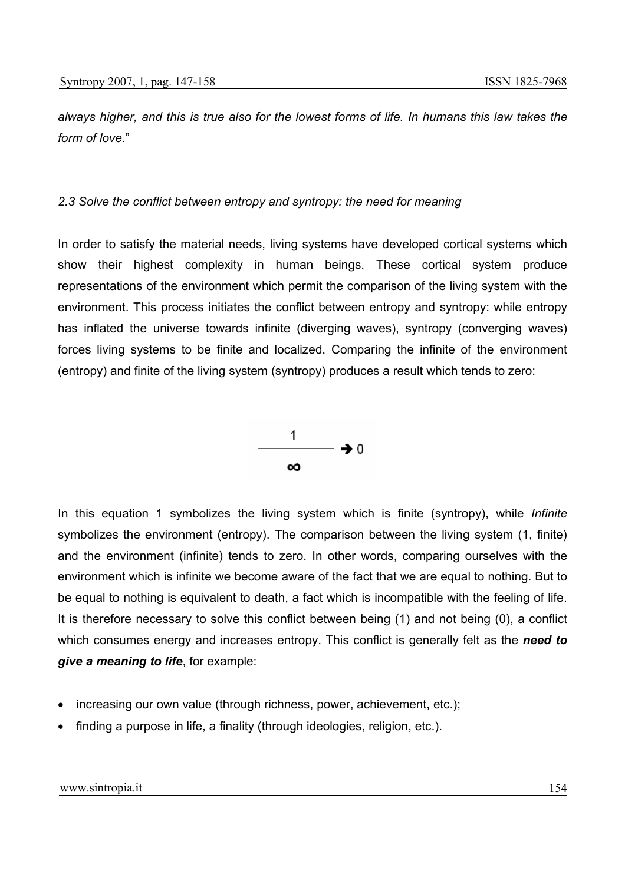*always higher, and this is true also for the lowest forms of life. In humans this law takes the form of love.*"

### *2.3 Solve the conflict between entropy and syntropy: the need for meaning*

In order to satisfy the material needs, living systems have developed cortical systems which show their highest complexity in human beings. These cortical system produce representations of the environment which permit the comparison of the living system with the environment. This process initiates the conflict between entropy and syntropy: while entropy has inflated the universe towards infinite (diverging waves), syntropy (converging waves) forces living systems to be finite and localized. Comparing the infinite of the environment (entropy) and finite of the living system (syntropy) produces a result which tends to zero:

$$\frac{1}{\infty} \rightarrow 0$$

In this equation 1 symbolizes the living system which is finite (syntropy), while *Infinite* symbolizes the environment (entropy). The comparison between the living system (1, finite) and the environment (infinite) tends to zero. In other words, comparing ourselves with the environment which is infinite we become aware of the fact that we are equal to nothing. But to be equal to nothing is equivalent to death, a fact which is incompatible with the feeling of life. It is therefore necessary to solve this conflict between being (1) and not being (0), a conflict which consumes energy and increases entropy. This conflict is generally felt as the ***need to give a meaning to life***, for example:

- increasing our own value (through richness, power, achievement, etc.);
- finding a purpose in life, a finality (through ideologies, religion, etc.).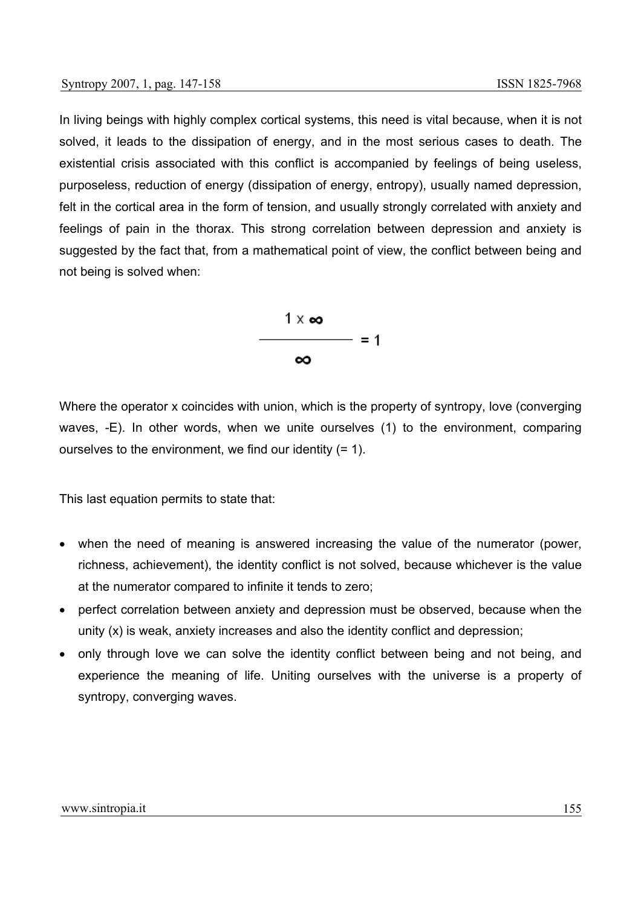In living beings with highly complex cortical systems, this need is vital because, when it is not solved, it leads to the dissipation of energy, and in the most serious cases to death. The existential crisis associated with this conflict is accompanied by feelings of being useless, purposeless, reduction of energy (dissipation of energy, entropy), usually named depression, felt in the cortical area in the form of tension, and usually strongly correlated with anxiety and feelings of pain in the thorax. This strong correlation between depression and anxiety is suggested by the fact that, from a mathematical point of view, the conflict between being and not being is solved when:

$$\frac{1 \times \infty}{\infty} = 1$$

Where the operator x coincides with union, which is the property of syntropy, love (converging waves, -E). In other words, when we unite ourselves (1) to the environment, comparing ourselves to the environment, we find our identity (= 1).

This last equation permits to state that:

- when the need of meaning is answered increasing the value of the numerator (power, richness, achievement), the identity conflict is not solved, because whichever is the value at the numerator compared to infinite it tends to zero;
- perfect correlation between anxiety and depression must be observed, because when the unity (x) is weak, anxiety increases and also the identity conflict and depression;
- only through love we can solve the identity conflict between being and not being, and experience the meaning of life. Uniting ourselves with the universe is a property of syntropy, converging waves.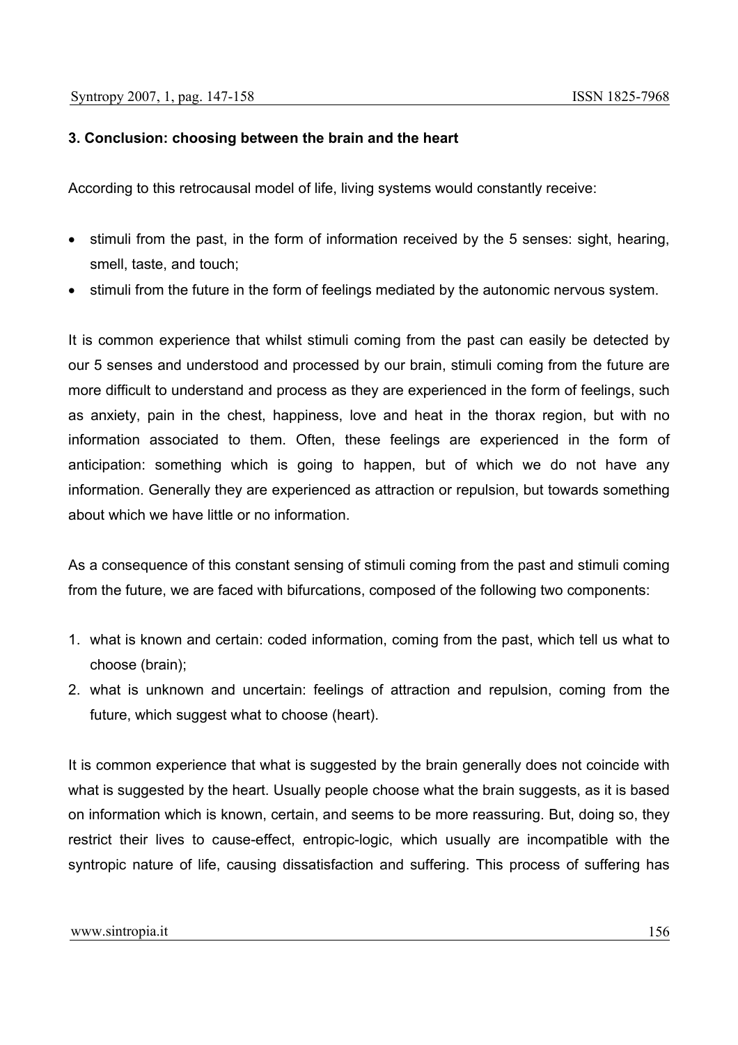### 3. Conclusion: choosing between the brain and the heart

According to this retrocausal model of life, living systems would constantly receive:

- stimuli from the past, in the form of information received by the 5 senses: sight, hearing, smell, taste, and touch;
- stimuli from the future in the form of feelings mediated by the autonomic nervous system.

It is common experience that whilst stimuli coming from the past can easily be detected by our 5 senses and understood and processed by our brain, stimuli coming from the future are more difficult to understand and process as they are experienced in the form of feelings, such as anxiety, pain in the chest, happiness, love and heat in the thorax region, but with no information associated to them. Often, these feelings are experienced in the form of anticipation: something which is going to happen, but of which we do not have any information. Generally they are experienced as attraction or repulsion, but towards something about which we have little or no information.

As a consequence of this constant sensing of stimuli coming from the past and stimuli coming from the future, we are faced with bifurcations, composed of the following two components:

1. what is known and certain: coded information, coming from the past, which tell us what to choose (brain);
2. what is unknown and uncertain: feelings of attraction and repulsion, coming from the future, which suggest what to choose (heart).

It is common experience that what is suggested by the brain generally does not coincide with what is suggested by the heart. Usually people choose what the brain suggests, as it is based on information which is known, certain, and seems to be more reassuring. But, doing so, they restrict their lives to cause-effect, entropic-logic, which usually are incompatible with the syntropic nature of life, causing dissatisfaction and suffering. This process of suffering has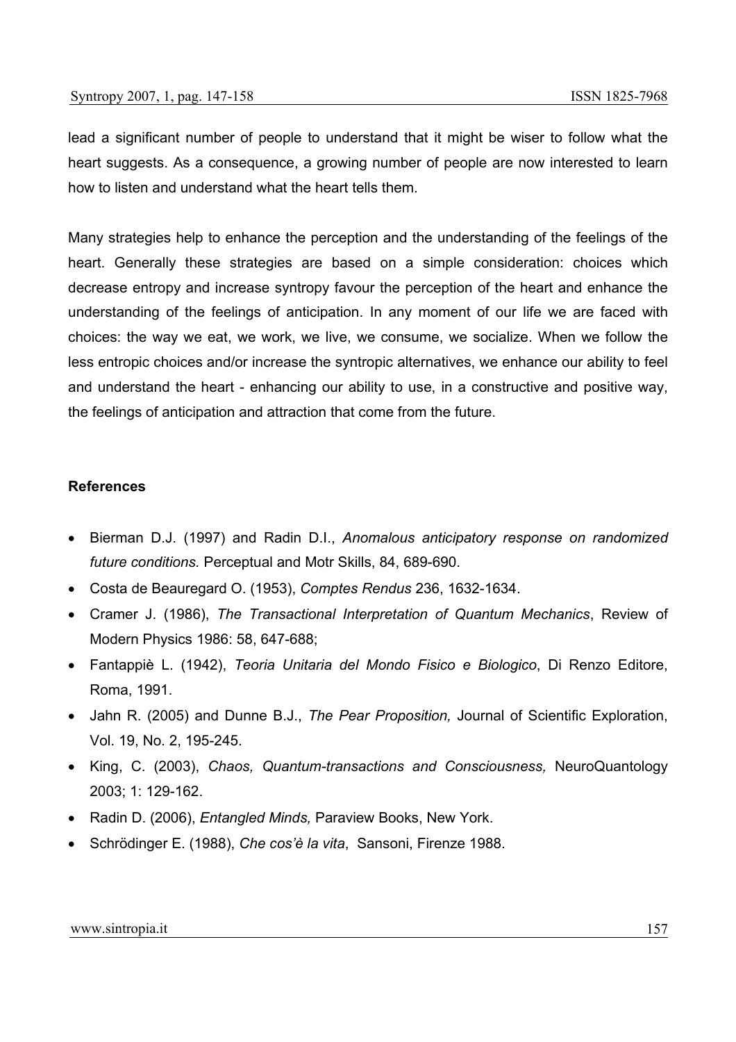lead a significant number of people to understand that it might be wiser to follow what the heart suggests. As a consequence, a growing number of people are now interested to learn how to listen and understand what the heart tells them.

Many strategies help to enhance the perception and the understanding of the feelings of the heart. Generally these strategies are based on a simple consideration: choices which decrease entropy and increase syntropy favour the perception of the heart and enhance the understanding of the feelings of anticipation. In any moment of our life we are faced with choices: the way we eat, we work, we live, we consume, we socialize. When we follow the less entropic choices and/or increase the syntropic alternatives, we enhance our ability to feel and understand the heart - enhancing our ability to use, in a constructive and positive way, the feelings of anticipation and attraction that come from the future.

**References**

- Bierman D.J. (1997) and Radin D.I., *Anomalous anticipatory response on randomized future conditions.* Perceptual and Motr Skills, 84, 689-690.
- Costa de Beauregard O. (1953), *Comptes Rendus* 236, 1632-1634.
- Cramer J. (1986), *The Transactional Interpretation of Quantum Mechanics*, Review of Modern Physics 1986: 58, 647-688;
- Fantappiè L. (1942), *Teoria Unitaria del Mondo Fisico e Biologico*, Di Renzo Editore, Roma, 1991.
- Jahn R. (2005) and Dunne B.J., *The Pear Proposition,* Journal of Scientific Exploration, Vol. 19, No. 2, 195-245.
- King, C. (2003), *Chaos, Quantum-transactions and Consciousness,* NeuroQuantology 2003; 1: 129-162.
- Radin D. (2006), *Entangled Minds,* Paraview Books, New York.
- Schrödinger E. (1988), *Che cos'è la vita*, Sansoni, Firenze 1988.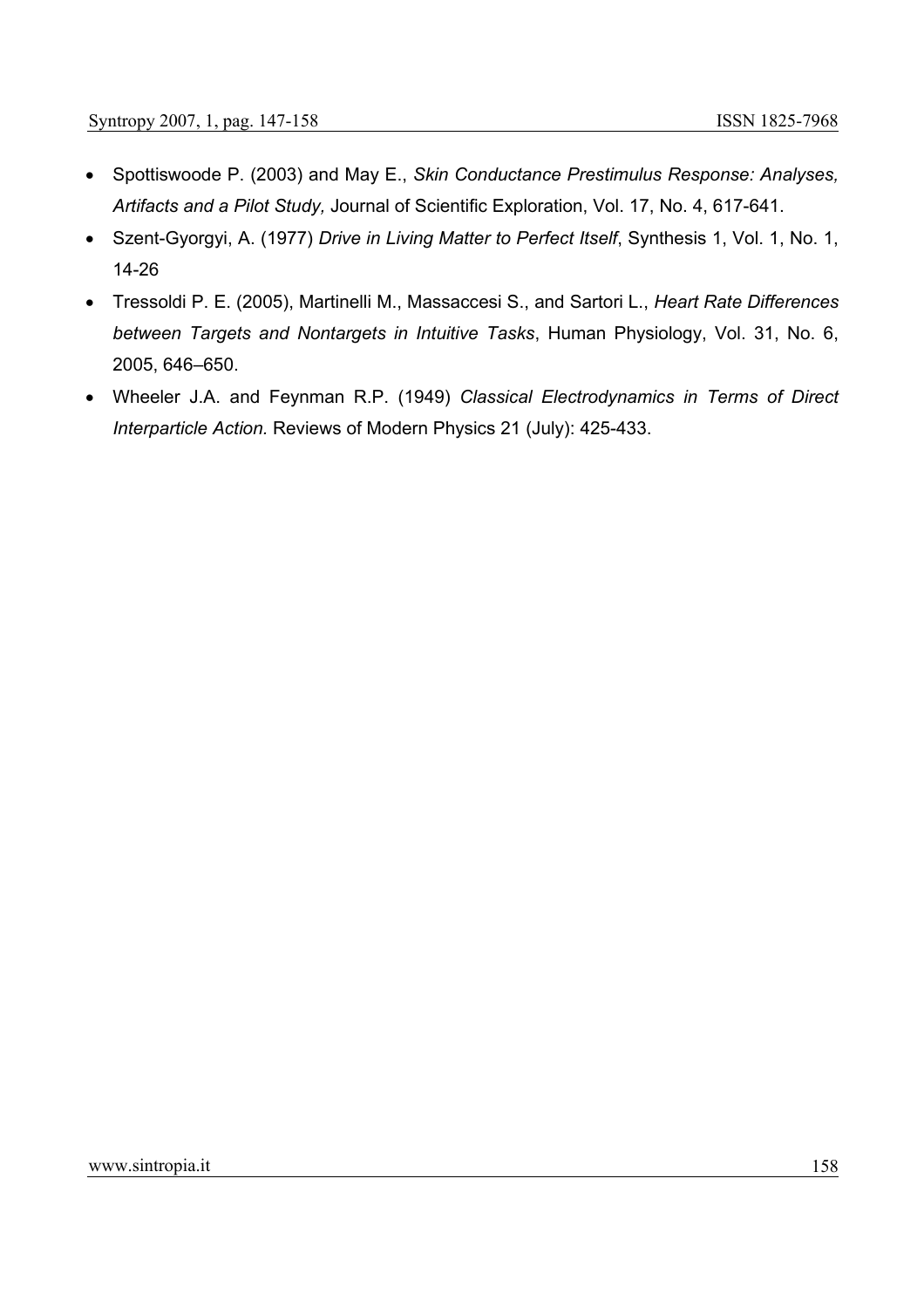- Spottiswoode P. (2003) and May E., *Skin Conductance Prestimulus Response: Analyses, Artifacts and a Pilot Study,* Journal of Scientific Exploration, Vol. 17, No. 4, 617-641.
- Szent-Gyorgyi, A. (1977) *Drive in Living Matter to Perfect Itself*, Synthesis 1, Vol. 1, No. 1, 14-26
- Tressoldi P. E. (2005), Martinelli M., Massaccesi S., and Sartori L., *Heart Rate Differences between Targets and Nontargets in Intuitive Tasks*, Human Physiology, Vol. 31, No. 6, 2005, 646–650.
- Wheeler J.A. and Feynman R.P. (1949) *Classical Electrodynamics in Terms of Direct Interparticle Action.* Reviews of Modern Physics 21 (July): 425-433.